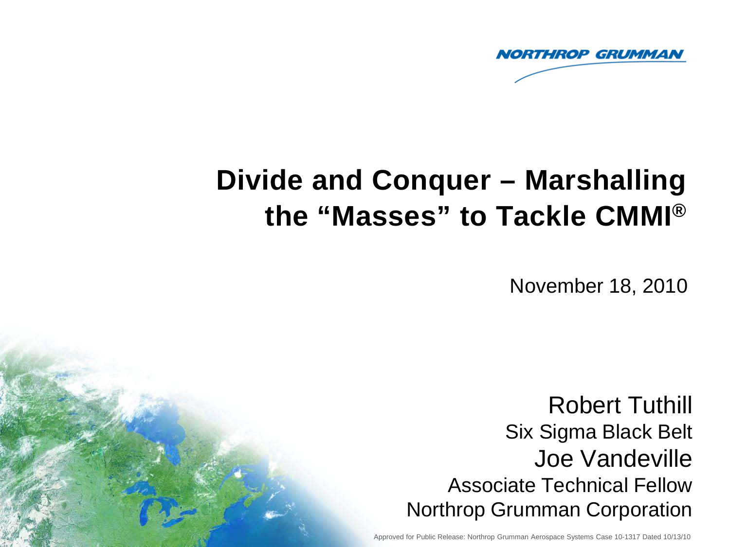NORTHROP GRUMMAN

# Divide and Conquer – Marshalling the "Masses" to Tackle CMMI®

November 18, 2010

Robert Tuthill
Six Sigma Black Belt

Joe Vandeville
Associate Technical Fellow

Northrop Grumman Corporation

Approved for Public Release: Northrop Grumman Aerospace Systems Case 10-1317 Dated 10/13/10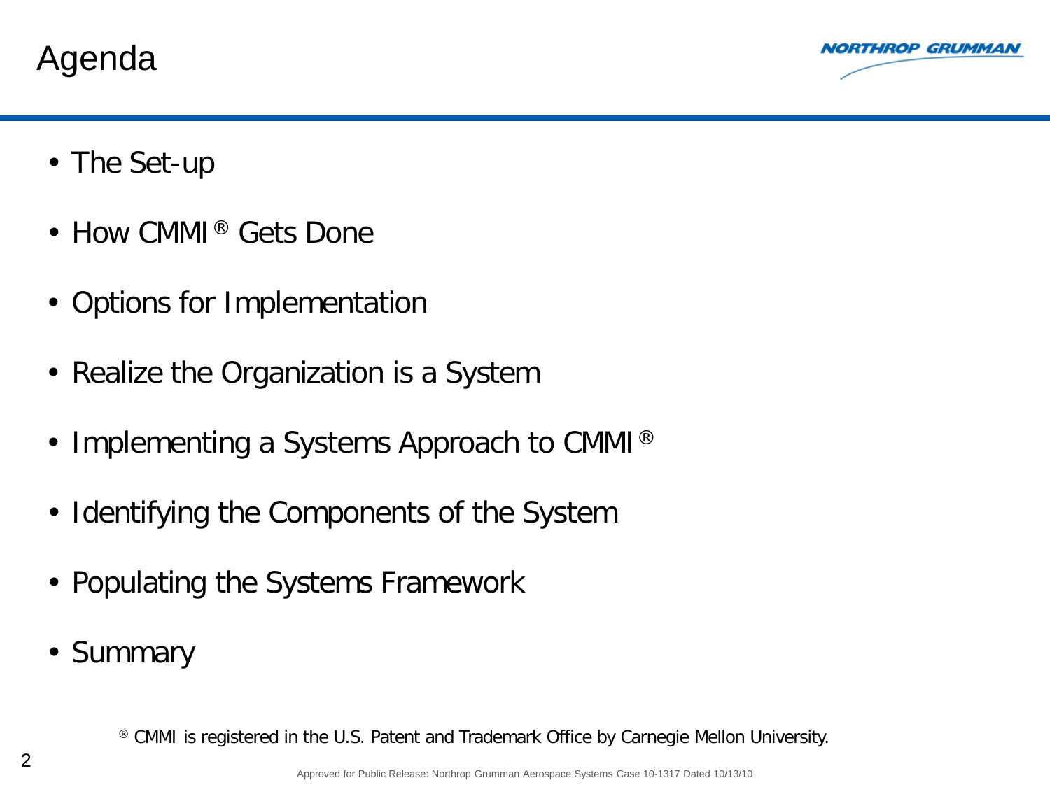# Agenda

- The Set-up
- How CMMI® Gets Done
- Options for Implementation
- Realize the Organization is a System
- Implementing a Systems Approach to CMMI®
- Identifying the Components of the System
- Populating the Systems Framework
- Summary

® CMMI is registered in the U.S. Patent and Trademark Office by Carnegie Mellon University.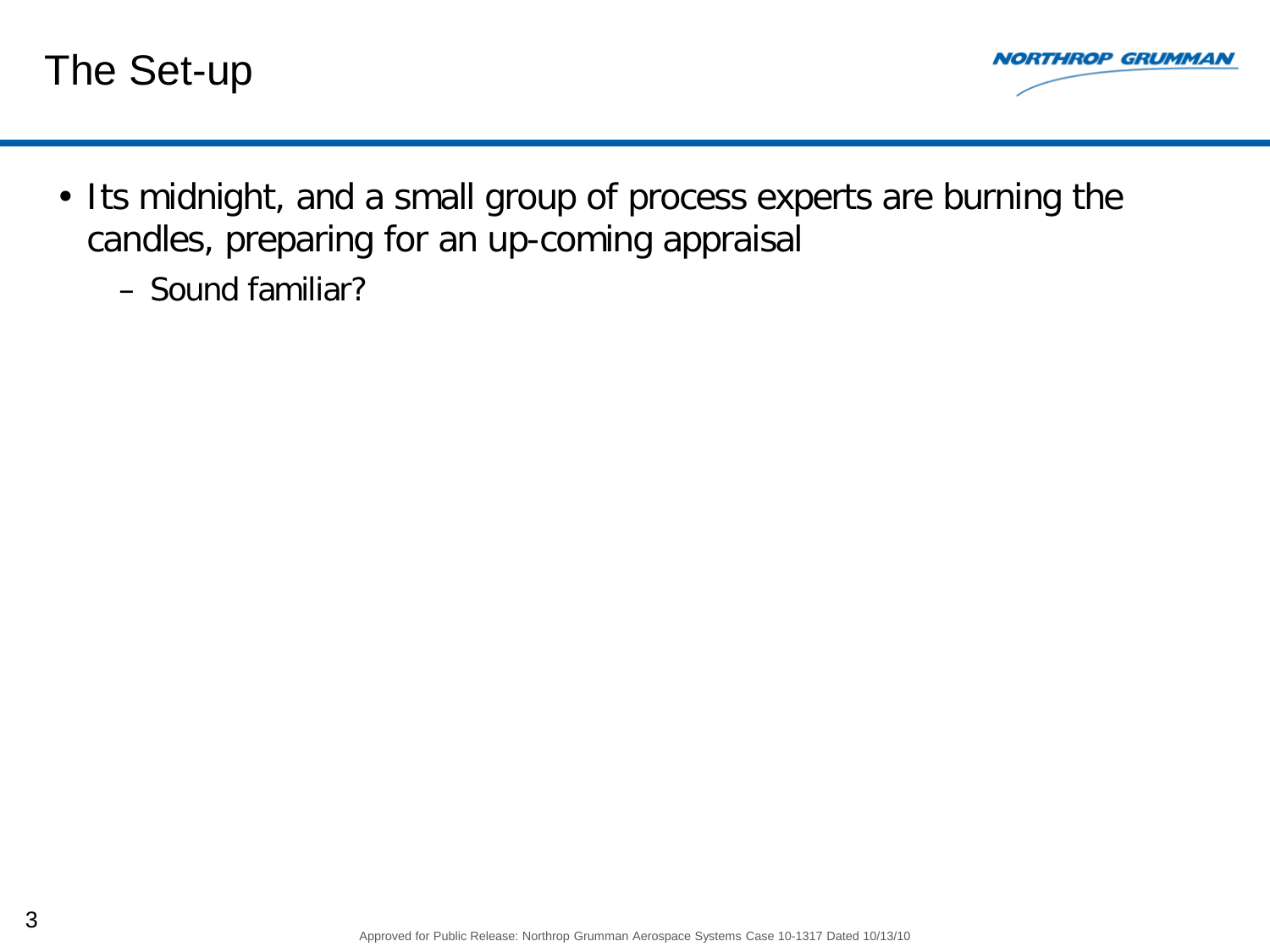# The Set-up

- Its midnight, and a small group of process experts are burning the candles, preparing for an up-coming appraisal
  - Sound familiar?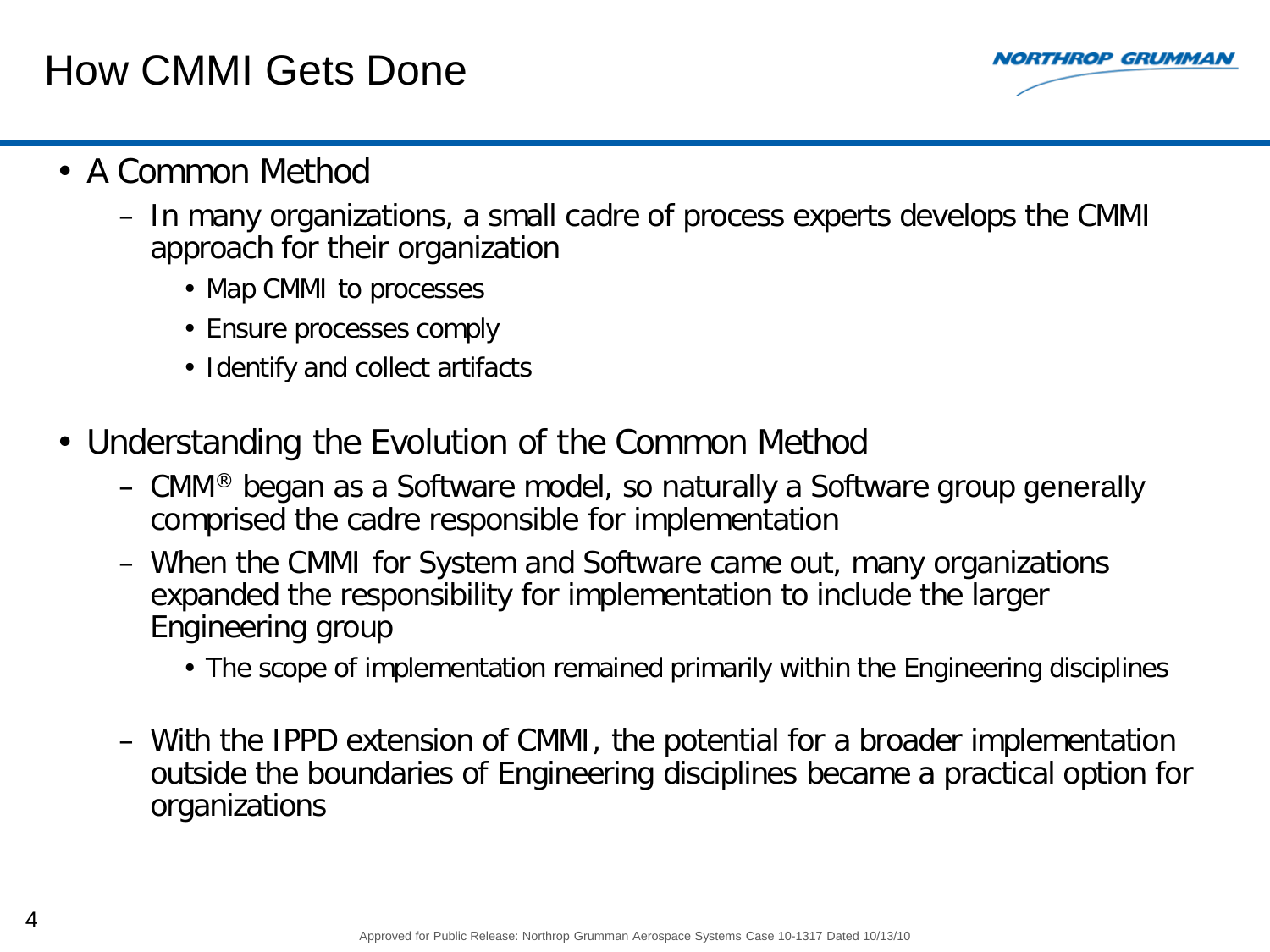# How CMMI Gets Done

- A Common Method
  - In many organizations, a small cadre of process experts develops the CMMI approach for their organization
    - Map CMMI to processes
    - Ensure processes comply
    - Identify and collect artifacts
- Understanding the Evolution of the Common Method
  - CMM® began as a Software model, so naturally a Software group generally comprised the cadre responsible for implementation
  - When the CMMI for System and Software came out, many organizations expanded the responsibility for implementation to include the larger Engineering group
    - The scope of implementation remained primarily within the Engineering disciplines
  - With the IPPD extension of CMMI, the potential for a broader implementation outside the boundaries of Engineering disciplines became a practical option for organizations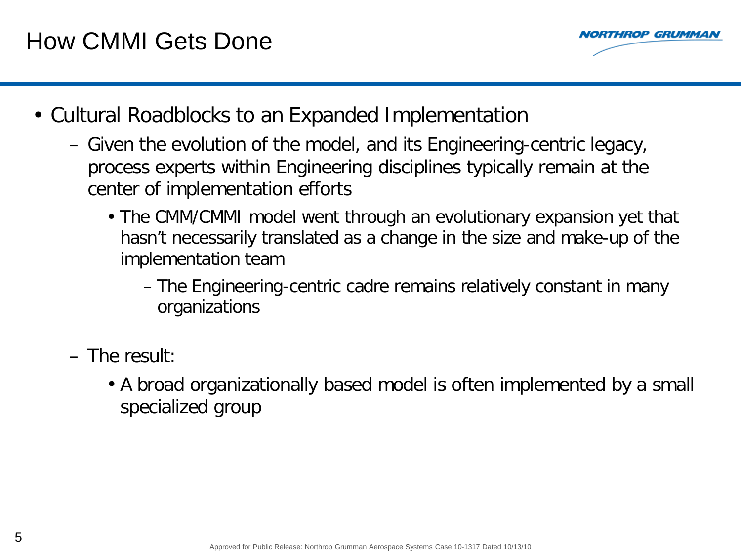# How CMMI Gets Done

- Cultural Roadblocks to an Expanded Implementation
  - Given the evolution of the model, and its Engineering-centric legacy, process experts within Engineering disciplines typically remain at the center of implementation efforts
    - The CMM/CMMI model went through an evolutionary expansion yet that hasn't necessarily translated as a change in the size and make-up of the implementation team
      - The Engineering-centric cadre remains relatively constant in many organizations
  - The result:
    - A broad organizationally based model is often implemented by a small specialized group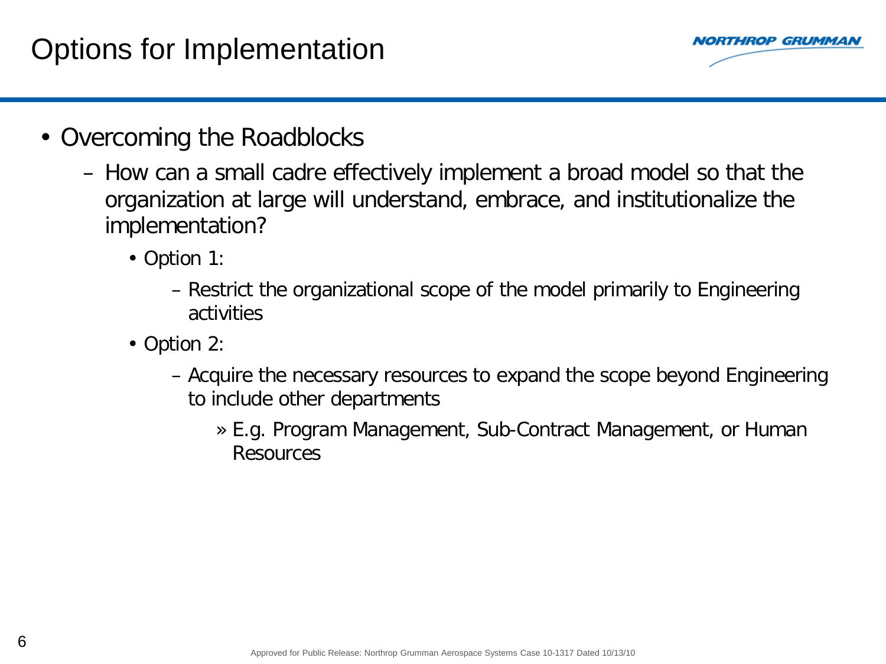# Options for Implementation

- Overcoming the Roadblocks
  - How can a small cadre effectively implement a broad model so that the organization at large will understand, embrace, and institutionalize the implementation?
    - Option 1:
      - Restrict the organizational scope of the model primarily to Engineering activities
    - Option 2:
      - Acquire the necessary resources to expand the scope beyond Engineering to include other departments
        - » E.g. Program Management, Sub-Contract Management, or Human Resources

Approved for Public Release: Northrop Grumman Aerospace Systems Case 10-1317 Dated 10/13/10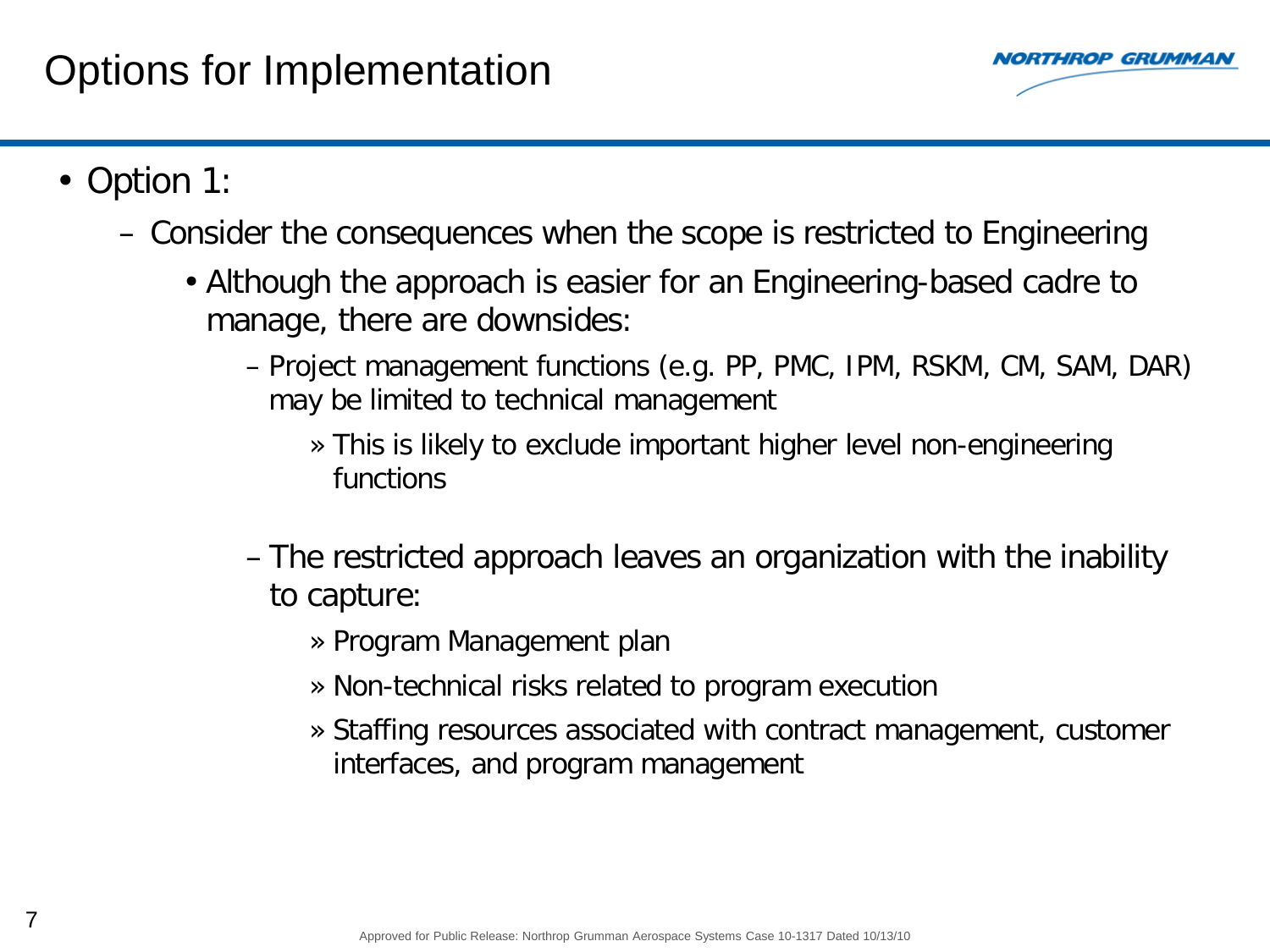# Options for Implementation

- Option 1:
  - Consider the consequences when the scope is restricted to Engineering
    - Although the approach is easier for an Engineering-based cadre to manage, there are downsides:
      - Project management functions (e.g. PP, PMC, IPM, RSKM, CM, SAM, DAR) may be limited to technical management
        - This is likely to exclude important higher level non-engineering functions
      - The restricted approach leaves an organization with the inability to capture:
        - Program Management plan
        - Non-technical risks related to program execution
        - Staffing resources associated with contract management, customer interfaces, and program management

Approved for Public Release: Northrop Grumman Aerospace Systems Case 10-1317 Dated 10/13/10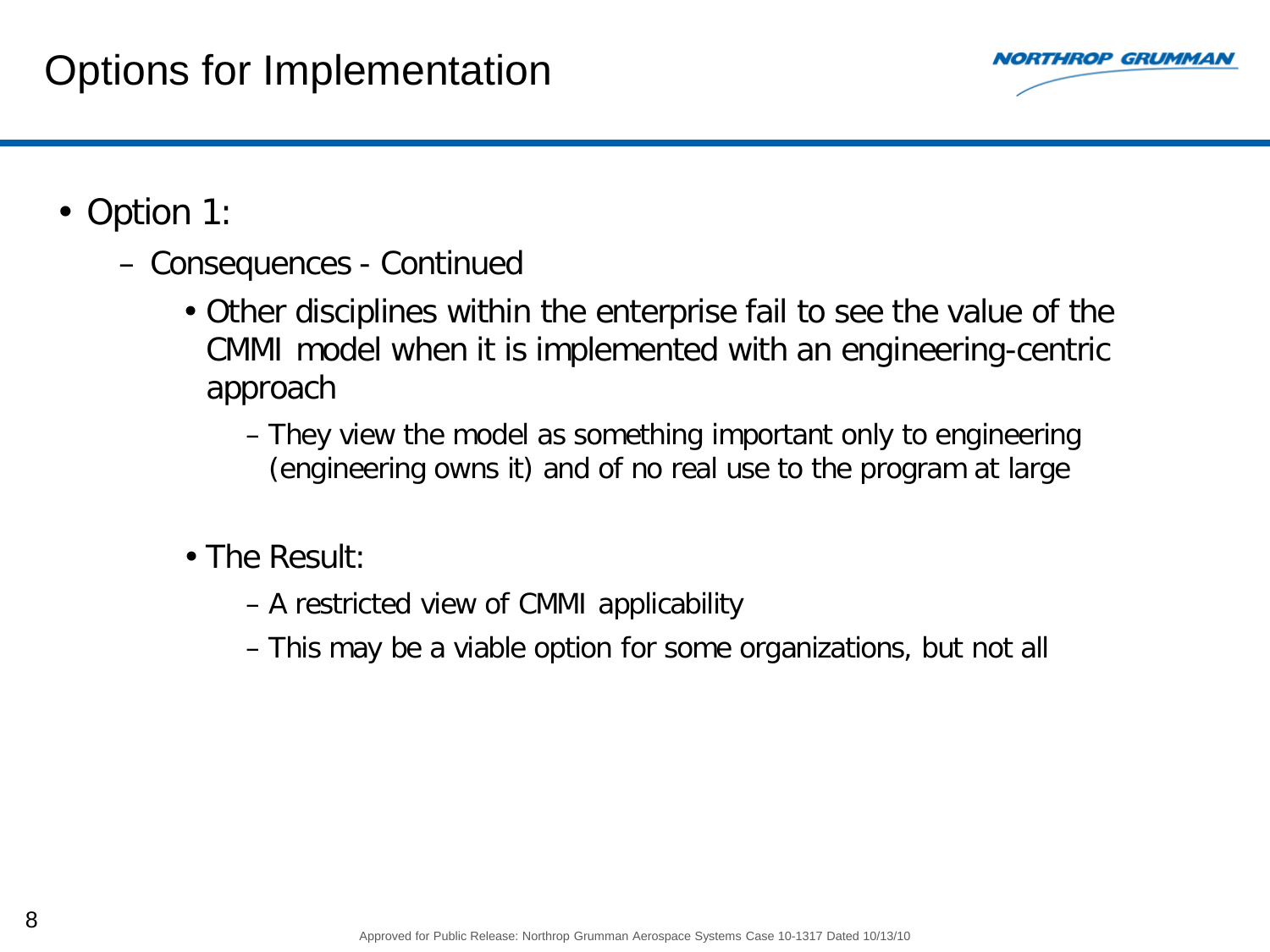# Options for Implementation

- Option 1:
  - Consequences - Continued
    - Other disciplines within the enterprise fail to see the value of the CMMI model when it is implemented with an engineering-centric approach
      - They view the model as something important only to engineering (engineering owns it) and of no real use to the program at large
    - The Result:
      - A restricted view of CMMI applicability
      - This may be a viable option for some organizations, but not all

Approved for Public Release: Northrop Grumman Aerospace Systems Case 10-1317 Dated 10/13/10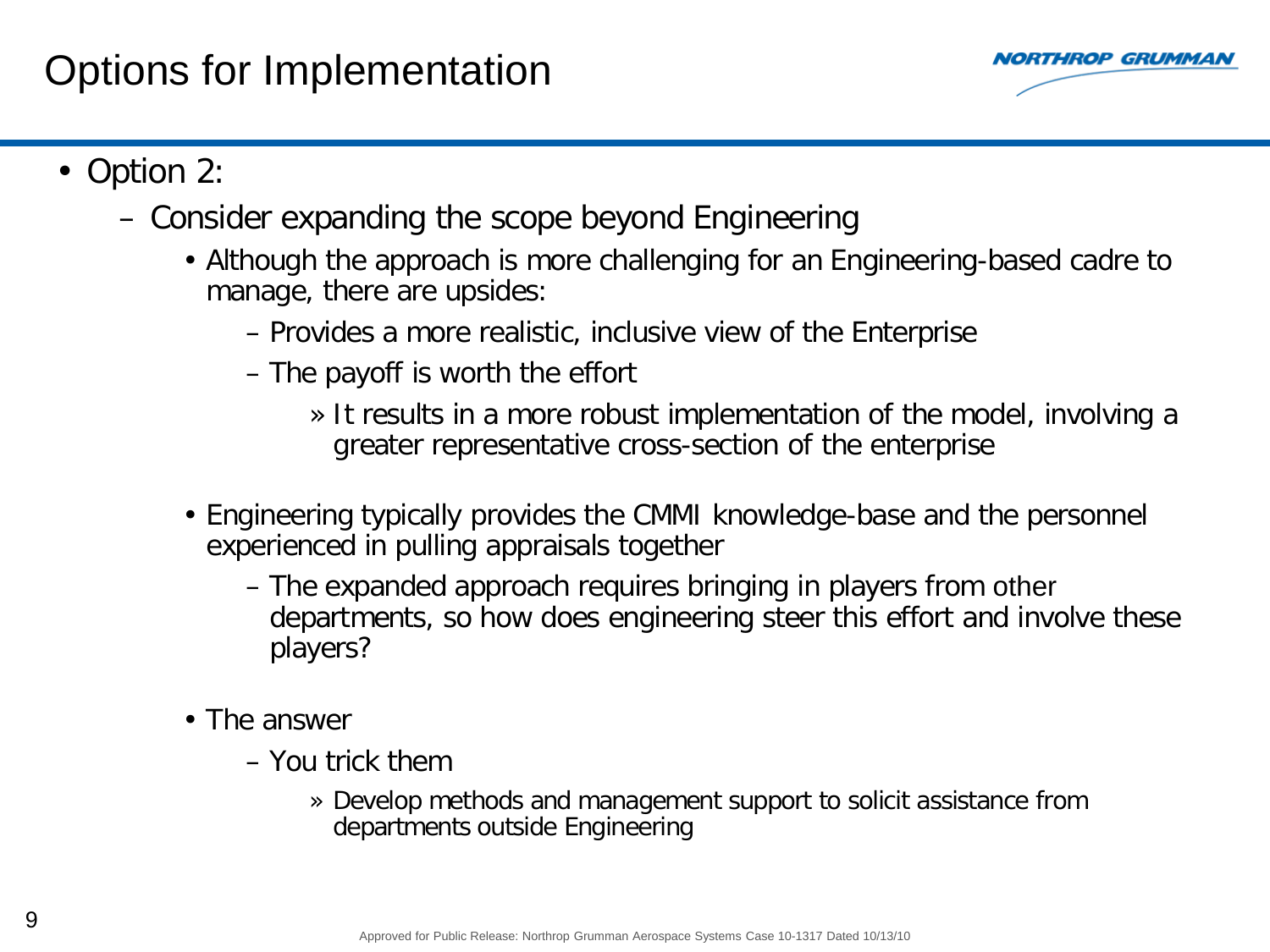# Options for Implementation

- Option 2:
  - Consider expanding the scope beyond Engineering
    - Although the approach is more challenging for an Engineering-based cadre to manage, there are upsides:
      - Provides a more realistic, inclusive view of the Enterprise
      - The payoff is worth the effort
        - It results in a more robust implementation of the model, involving a greater representative cross-section of the enterprise
    - Engineering typically provides the CMMI knowledge-base and the personnel experienced in pulling appraisals together
      - The expanded approach requires bringing in players from other departments, so how does engineering steer this effort and involve these players?
    - The answer
      - You trick them
        - Develop methods and management support to solicit assistance from departments outside Engineering

Approved for Public Release: Northrop Grumman Aerospace Systems Case 10-1317 Dated 10/13/10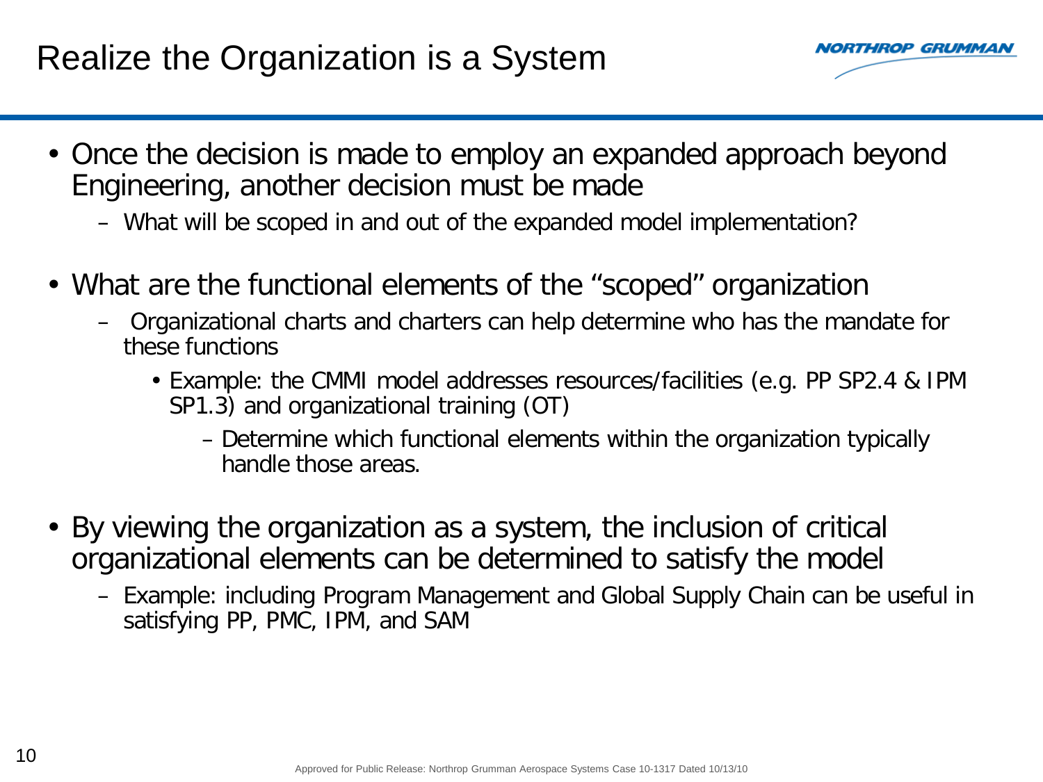# Realize the Organization is a System

- Once the decision is made to employ an expanded approach beyond Engineering, another decision must be made
  - What will be scoped in and out of the expanded model implementation?
- What are the functional elements of the "scoped" organization
  - Organizational charts and charters can help determine who has the mandate for these functions
    - Example: the CMMI model addresses resources/facilities (e.g. PP SP2.4 & IPM SP1.3) and organizational training (OT)
      - Determine which functional elements within the organization typically handle those areas.
- By viewing the organization as a system, the inclusion of critical organizational elements can be determined to satisfy the model
  - Example: including Program Management and Global Supply Chain can be useful in satisfying PP, PMC, IPM, and SAM

Approved for Public Release: Northrop Grumman Aerospace Systems Case 10-1317 Dated 10/13/10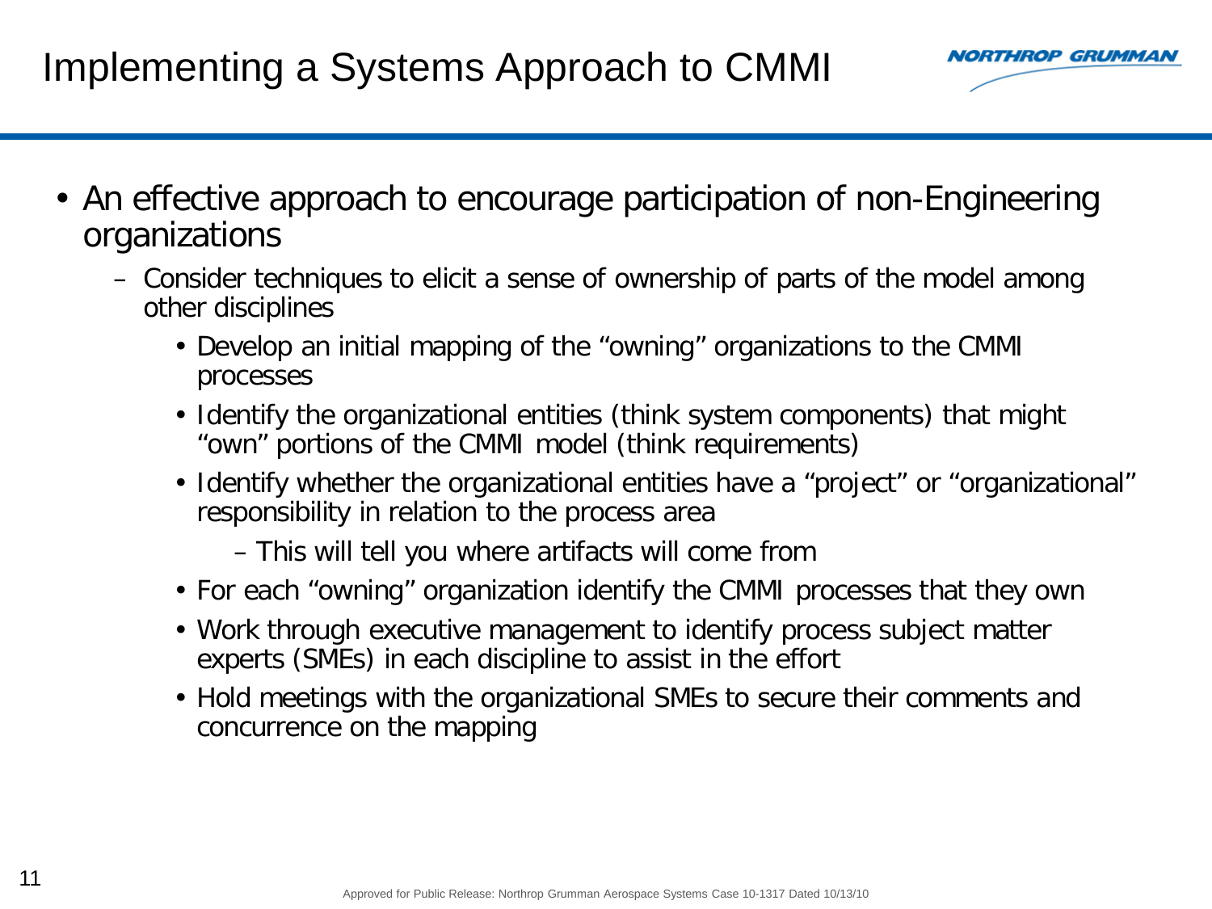# Implementing a Systems Approach to CMMI

- An effective approach to encourage participation of non-Engineering organizations
  - Consider techniques to elicit a sense of ownership of parts of the model among other disciplines
    - Develop an initial mapping of the “owning” organizations to the CMMI processes
    - Identify the organizational entities (think system components) that might “own” portions of the CMMI model (think requirements)
    - Identify whether the organizational entities have a “project” or “organizational” responsibility in relation to the process area
      - This will tell you where artifacts will come from
    - For each “owning” organization identify the CMMI processes that they own
    - Work through executive management to identify process subject matter experts (SMEs) in each discipline to assist in the effort
    - Hold meetings with the organizational SMEs to secure their comments and concurrence on the mapping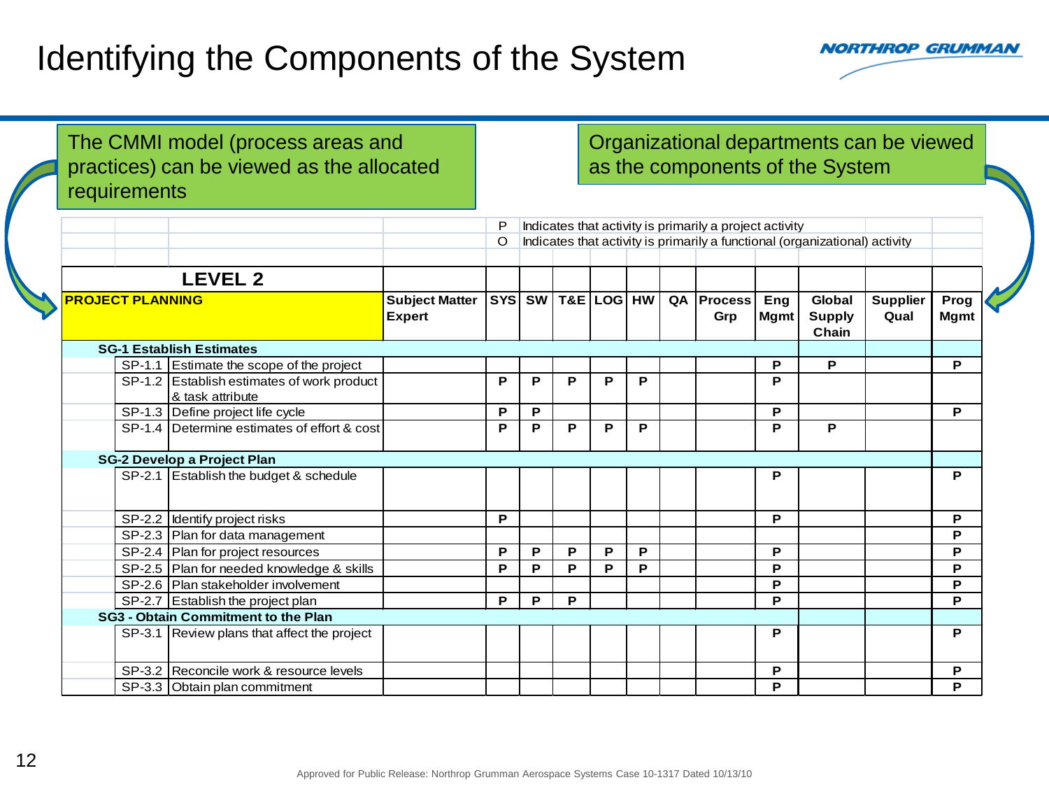# Identifying the Components of the System

The CMMI model (process areas and practices) can be viewed as the allocated requirements

Organizational departments can be viewed as the components of the System

P Indicates that activity is primarily a project activity

O Indicates that activity is primarily a functional (organizational) activity

| LEVEL 2 | | Subject Matter Expert | SYS | SW | T&E | LOG | HW | QA | Process Grp | Eng Mgmt | Global Supply Chain | Supplier Qual | Prog Mgmt |
|---|---|---|---|---|---|---|---|---|---|---|---|---|---|
| **PROJECT PLANNING** | | | | | | | | | | | | | |
| **SG-1 Establish Estimates** | | | | | | | | | | | | | |
| SP-1.1 | Estimate the scope of the project | | | | | | | | | P | P | | P |
| SP-1.2 | Establish estimates of work product & task attribute | | P | P | P | P | P | | | P | | | |
| SP-1.3 | Define project life cycle | | P | P | | | | | | P | | | P |
| SP-1.4 | Determine estimates of effort & cost | | P | P | P | P | P | | | P | P | | |
| **SG-2 Develop a Project Plan** | | | | | | | | | | | | | |
| SP-2.1 | Establish the budget & schedule | | | | | | | | | P | | | P |
| SP-2.2 | Identify project risks | | P | | | | | | | P | | | P |
| SP-2.3 | Plan for data management | | | | | | | | | | | | P |
| SP-2.4 | Plan for project resources | | P | P | P | P | P | | | P | | | P |
| SP-2.5 | Plan for needed knowledge & skills | | P | P | P | P | P | | | P | | | P |
| SP-2.6 | Plan stakeholder involvement | | | | | | | | | P | | | P |
| SP-2.7 | Establish the project plan | | P | P | P | | | | | P | | | P |
| **SG3 - Obtain Commitment to the Plan** | | | | | | | | | | | | | |
| SP-3.1 | Review plans that affect the project | | | | | | | | | P | | | P |
| SP-3.2 | Reconcile work & resource levels | | | | | | | | | P | | | P |
| SP-3.3 | Obtain plan commitment | | | | | | | | | P | | | P |

Approved for Public Release: Northrop Grumman Aerospace Systems Case 10-1317 Dated 10/13/10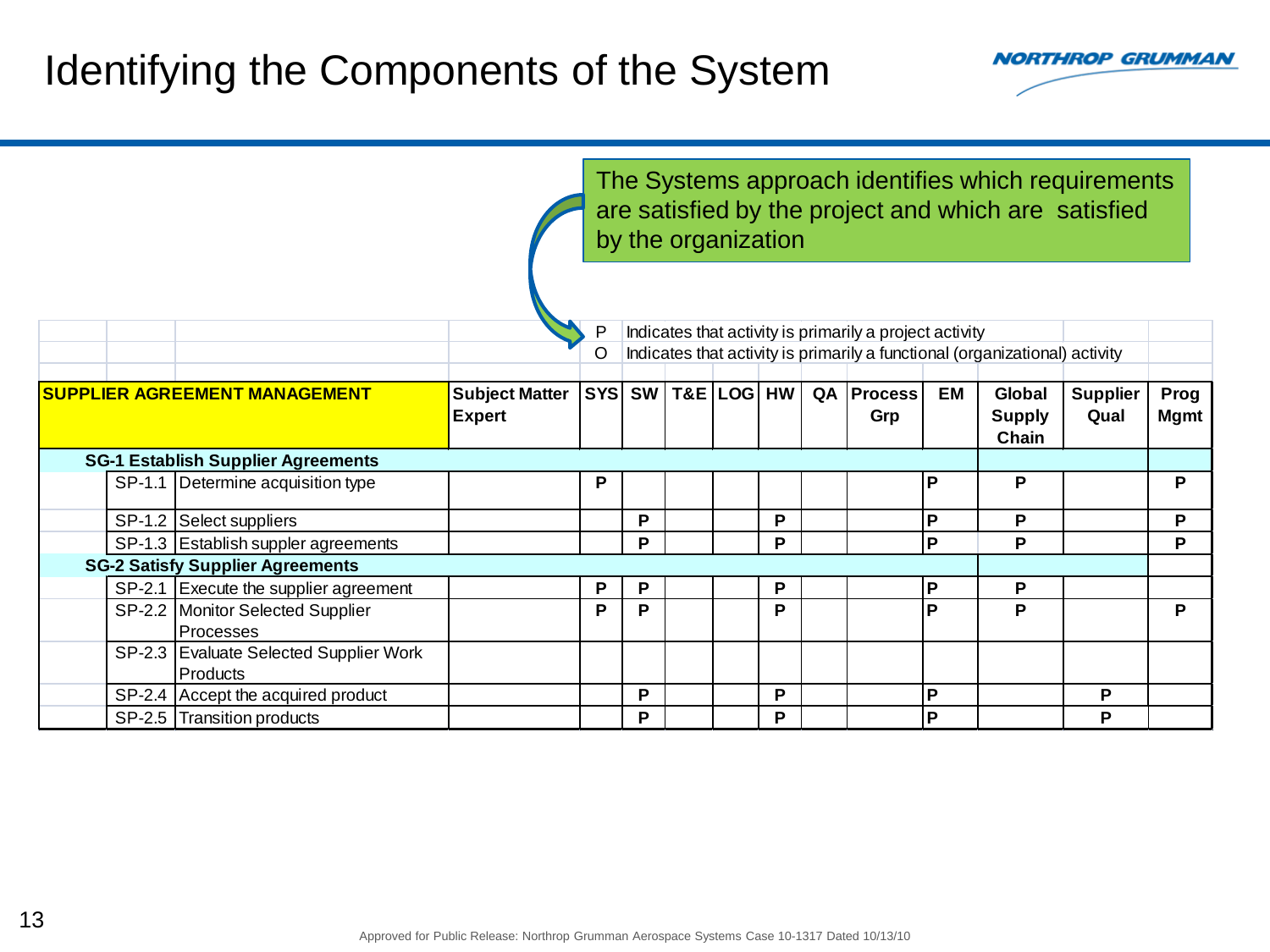# Identifying the Components of the System

The Systems approach identifies which requirements are satisfied by the project and which are satisfied by the organization

P Indicates that activity is primarily a project activity

O Indicates that activity is primarily a functional (organizational) activity

| SUPPLIER AGREEMENT MANAGEMENT | | Subject Matter Expert | SYS | SW | T&E | LOG | HW | QA | Process Grp | EM | Global Supply Chain | Supplier Qual | Prog Mgmt |
|---|---|---|---|---|---|---|---|---|---|---|---|---|---|
| **SG-1 Establish Supplier Agreements** | | | | | | | | | | | | | |
| SP-1.1 | Determine acquisition type | | P | | | | | | | P | P | | P |
| SP-1.2 | Select suppliers | | | P | | | P | | | P | P | | P |
| SP-1.3 | Establish suppler agreements | | | P | | | P | | | P | P | | P |
| **SG-2 Satisfy Supplier Agreements** | | | | | | | | | | | | | |
| SP-2.1 | Execute the supplier agreement | | P | P | | | P | | | P | P | | |
| SP-2.2 | Monitor Selected Supplier Processes | | P | P | | | P | | | P | P | | P |
| SP-2.3 | Evaluate Selected Supplier Work Products | | | | | | | | | | | | |
| SP-2.4 | Accept the acquired product | | | P | | | P | | | P | | P | |
| SP-2.5 | Transition products | | | P | | | P | | | P | | P | |

Approved for Public Release: Northrop Grumman Aerospace Systems Case 10-1317 Dated 10/13/10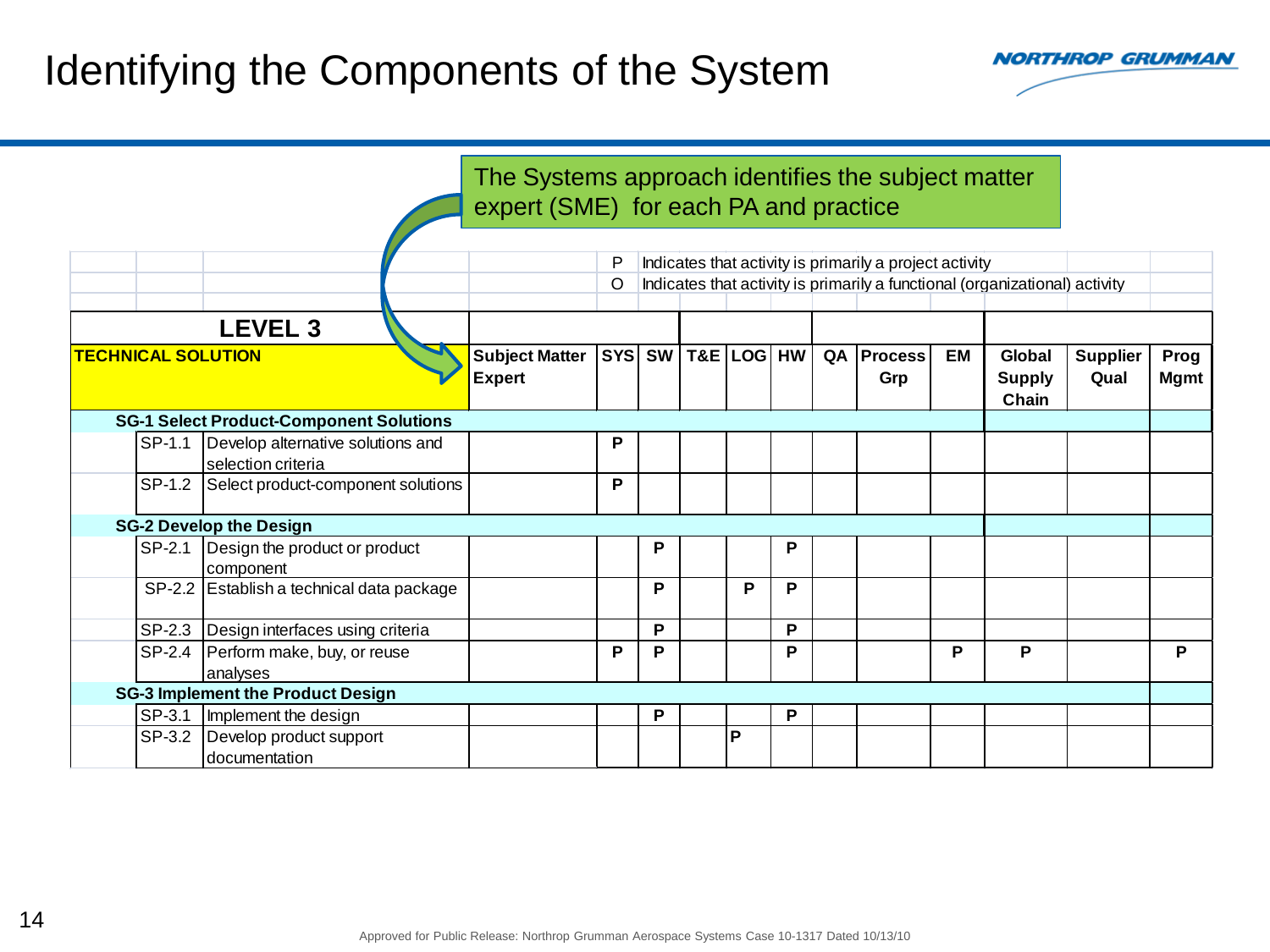# Identifying the Components of the System

The Systems approach identifies the subject matter expert (SME) for each PA and practice

| | | P | Indicates that activity is primarily a project activity |
|---|---|---|---|
| | | O | Indicates that activity is primarily a functional (organizational) activity |

| LEVEL 3 TECHNICAL SOLUTION | | Subject Matter Expert | SYS | SW | T&E | LOG | HW | QA | Process Grp | EM | Global Supply Chain | Supplier Qual | Prog Mgmt |
|---|---|---|---|---|---|---|---|---|---|---|---|---|---|
| **SG-1 Select Product-Component Solutions** | | | | | | | | | | | | | |
| SP-1.1 | Develop alternative solutions and selection criteria | | P | | | | | | | | | | |
| SP-1.2 | Select product-component solutions | | P | | | | | | | | | | |
| **SG-2 Develop the Design** | | | | | | | | | | | | | |
| SP-2.1 | Design the product or product component | | | P | | | P | | | | | | |
| SP-2.2 | Establish a technical data package | | | P | | P | P | | | | | | |
| SP-2.3 | Design interfaces using criteria | | | P | | | P | | | | | | |
| SP-2.4 | Perform make, buy, or reuse analyses | | P | P | | | P | | | P | P | | P |
| **SG-3 Implement the Product Design** | | | | | | | | | | | | | |
| SP-3.1 | Implement the design | | | P | | | P | | | | | | |
| SP-3.2 | Develop product support documentation | | | | | P | | | | | | | |

Approved for Public Release: Northrop Grumman Aerospace Systems Case 10-1317 Dated 10/13/10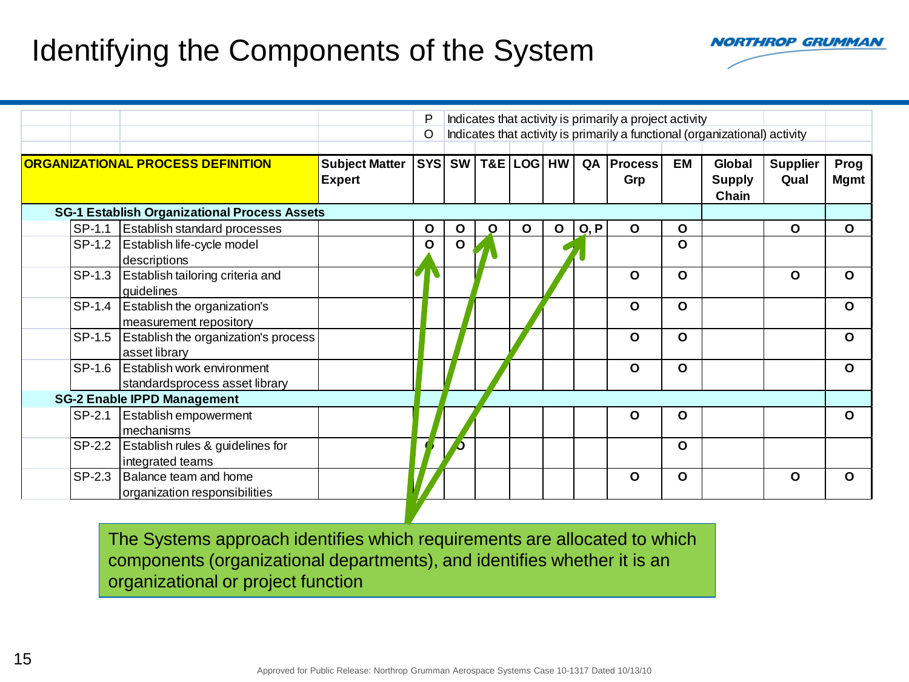# Identifying the Components of the System

P — Indicates that activity is primarily a project activity

O — Indicates that activity is primarily a functional (organizational) activity

| | ORGANIZATIONAL PROCESS DEFINITION | Subject Matter Expert | SYS | SW | T&E | LOG | HW | QA | Process Grp | EM | Global Supply Chain | Supplier Qual | Prog Mgmt |
|---|---|---|---|---|---|---|---|---|---|---|---|---|---|
| **SG-1 Establish Organizational Process Assets** | | | | | | | | | | | | | |
| SP-1.1 | Establish standard processes | | O | O | O | O | O | O, P | O | O | | O | O |
| SP-1.2 | Establish life-cycle model descriptions | | O | O | | | | | | O | | | |
| SP-1.3 | Establish tailoring criteria and guidelines | | | | | | | | O | O | | O | O |
| SP-1.4 | Establish the organization's measurement repository | | | | | | | | O | O | | | O |
| SP-1.5 | Establish the organization's process asset library | | | | | | | | O | O | | | O |
| SP-1.6 | Establish work environment standardsprocess asset library | | | | | | | | O | O | | | O |
| **SG-2 Enable IPPD Management** | | | | | | | | | | | | | |
| SP-2.1 | Establish empowerment mechanisms | | | | | | | | O | O | | | O |
| SP-2.2 | Establish rules & guidelines for integrated teams | | O | O | | | | | | O | | | |
| SP-2.3 | Balance team and home organization responsibilities | | | | | | | | O | O | | O | O |

The Systems approach identifies which requirements are allocated to which components (organizational departments), and identifies whether it is an organizational or project function

Approved for Public Release: Northrop Grumman Aerospace Systems Case 10-1317 Dated 10/13/10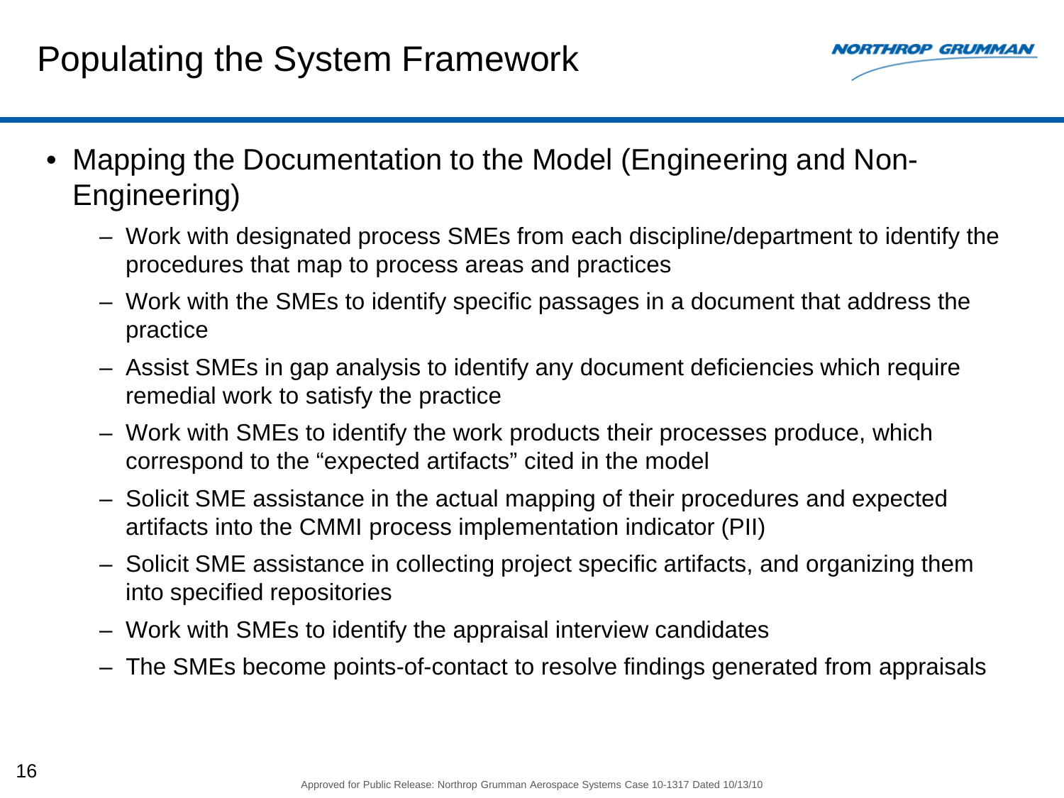# Populating the System Framework

- Mapping the Documentation to the Model (Engineering and Non-Engineering)
  - Work with designated process SMEs from each discipline/department to identify the procedures that map to process areas and practices
  - Work with the SMEs to identify specific passages in a document that address the practice
  - Assist SMEs in gap analysis to identify any document deficiencies which require remedial work to satisfy the practice
  - Work with SMEs to identify the work products their processes produce, which correspond to the “expected artifacts” cited in the model
  - Solicit SME assistance in the actual mapping of their procedures and expected artifacts into the CMMI process implementation indicator (PII)
  - Solicit SME assistance in collecting project specific artifacts, and organizing them into specified repositories
  - Work with SMEs to identify the appraisal interview candidates
  - The SMEs become points-of-contact to resolve findings generated from appraisals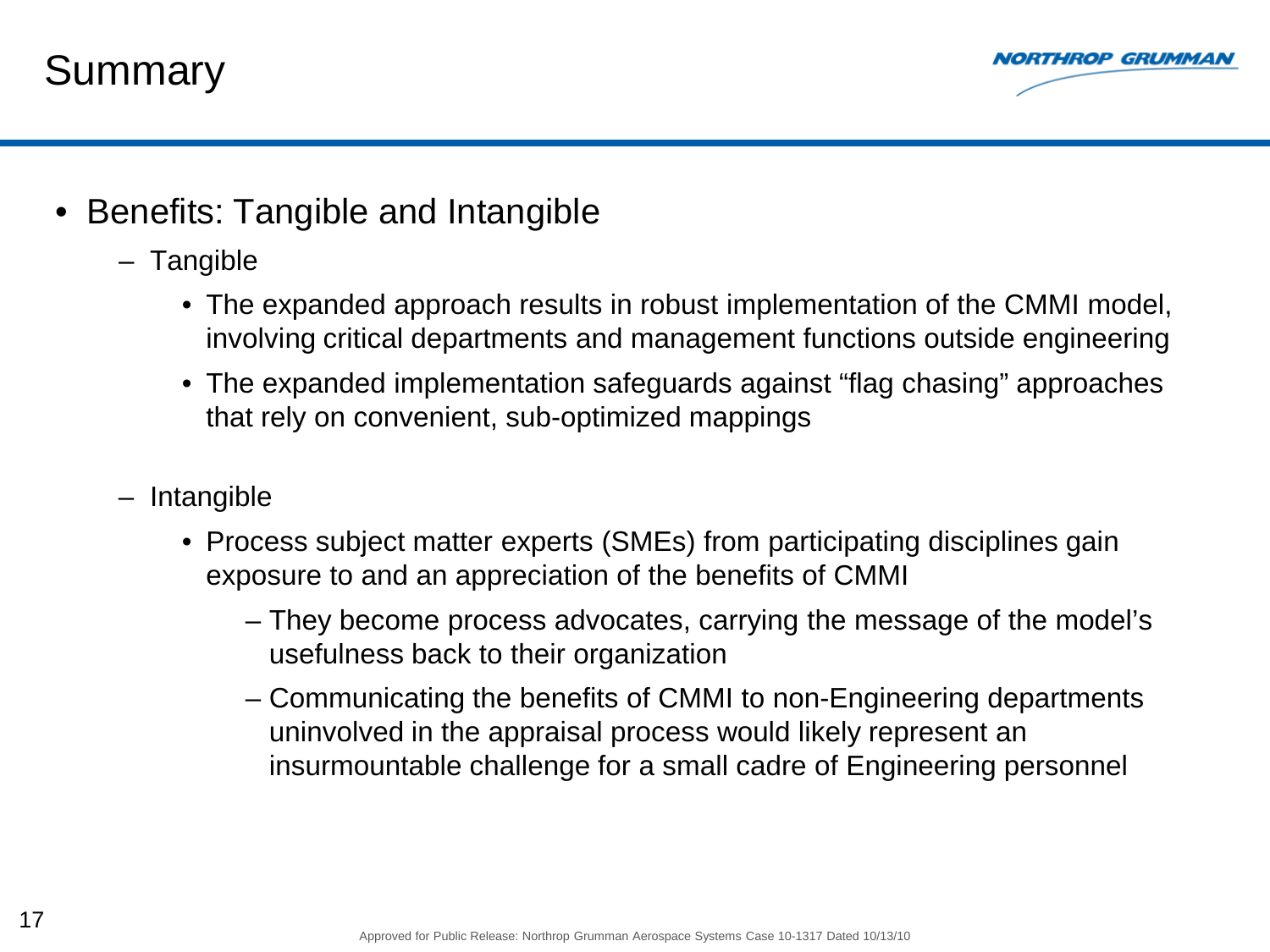# Summary

- Benefits: Tangible and Intangible
  - Tangible
    - The expanded approach results in robust implementation of the CMMI model, involving critical departments and management functions outside engineering
    - The expanded implementation safeguards against "flag chasing" approaches that rely on convenient, sub-optimized mappings
  - Intangible
    - Process subject matter experts (SMEs) from participating disciplines gain exposure to and an appreciation of the benefits of CMMI
      - They become process advocates, carrying the message of the model's usefulness back to their organization
      - Communicating the benefits of CMMI to non-Engineering departments uninvolved in the appraisal process would likely represent an insurmountable challenge for a small cadre of Engineering personnel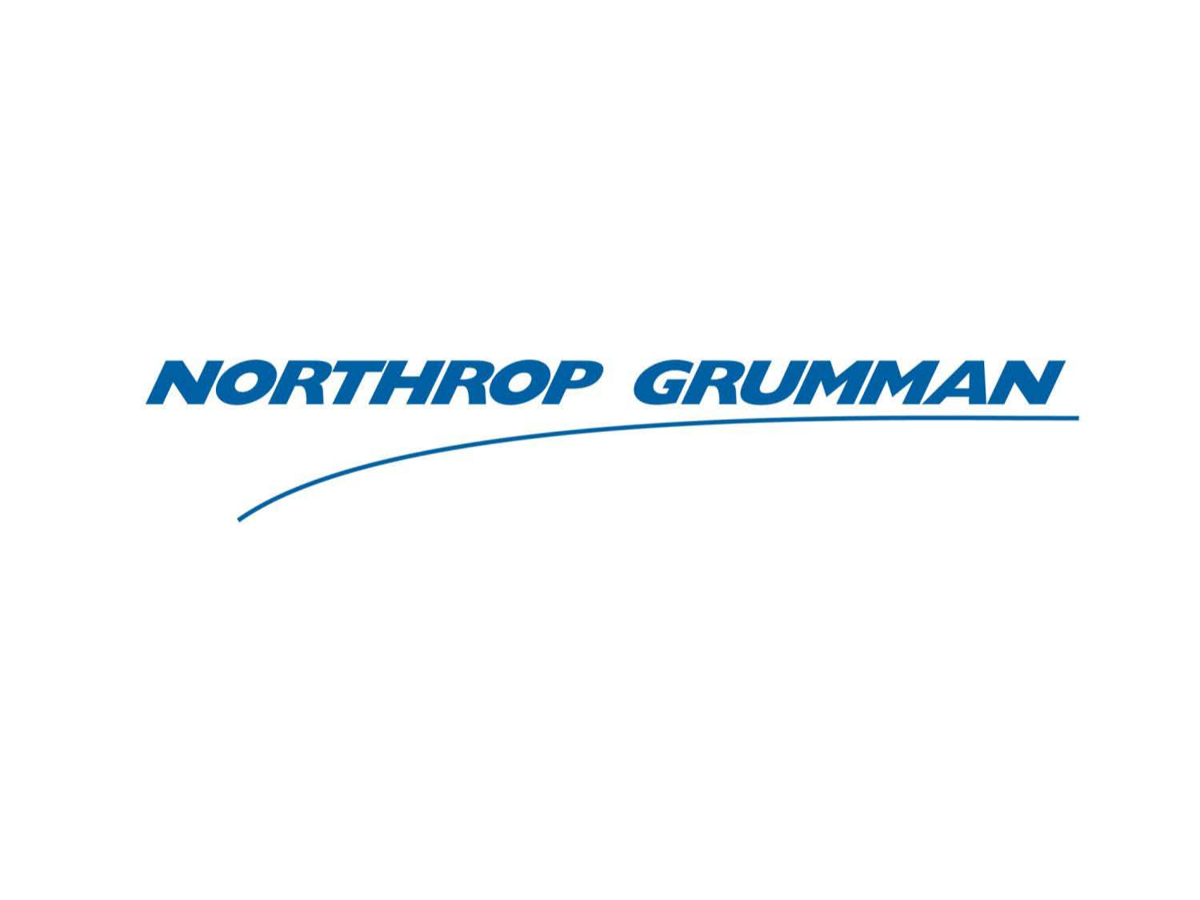NORTHROP GRUMMAN